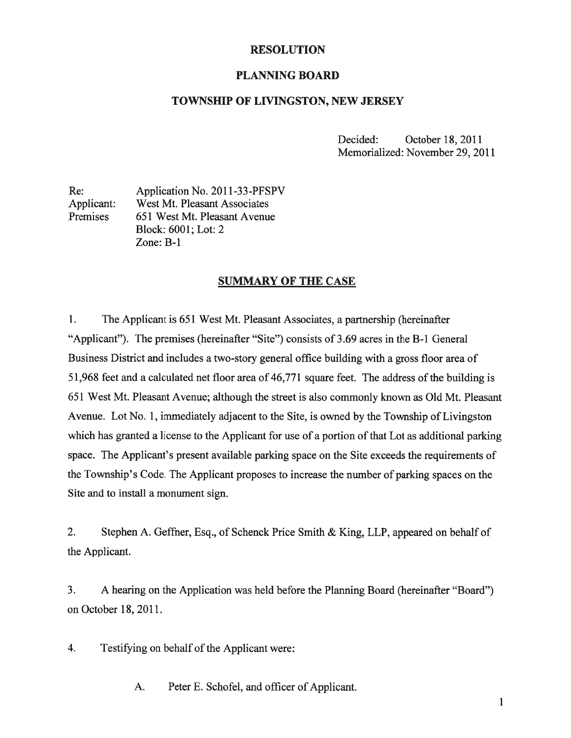# RESOLUTION

## PLANNING BOARD

## TOWNSHIP OF LIVINGSTON, NEW JERSEY

Decided: October 18, 2011
Memorialized: November 29, 2011

Re: Application No. 2011-33-PFSPV
Applicant: West Mt. Pleasant Associates
Premises 651 West Mt. Pleasant Avenue
Block: 6001; Lot: 2
Zone: B-1

### SUMMARY OF THE CASE

1. The Applicant is 651 West Mt. Pleasant Associates, a partnership (hereinafter "Applicant"). The premises (hereinafter "Site") consists of 3.69 acres in the B-1 General Business District and includes a two-story general office building with a gross floor area of 51,968 feet and a calculated net floor area of 46,771 square feet. The address of the building is 651 West Mt. Pleasant Avenue; although the street is also commonly known as Old Mt. Pleasant Avenue. Lot No. 1, immediately adjacent to the Site, is owned by the Township of Livingston which has granted a license to the Applicant for use of a portion of that Lot as additional parking space. The Applicant's present available parking space on the Site exceeds the requirements of the Township's Code. The Applicant proposes to increase the number of parking spaces on the Site and to install a monument sign.

2. Stephen A. Geffner, Esq., of Schenck Price Smith & King, LLP, appeared on behalf of the Applicant.

3. A hearing on the Application was held before the Planning Board (hereinafter "Board") on October 18, 2011.

4. Testifying on behalf of the Applicant were:

   A. Peter E. Schofel, and officer of Applicant.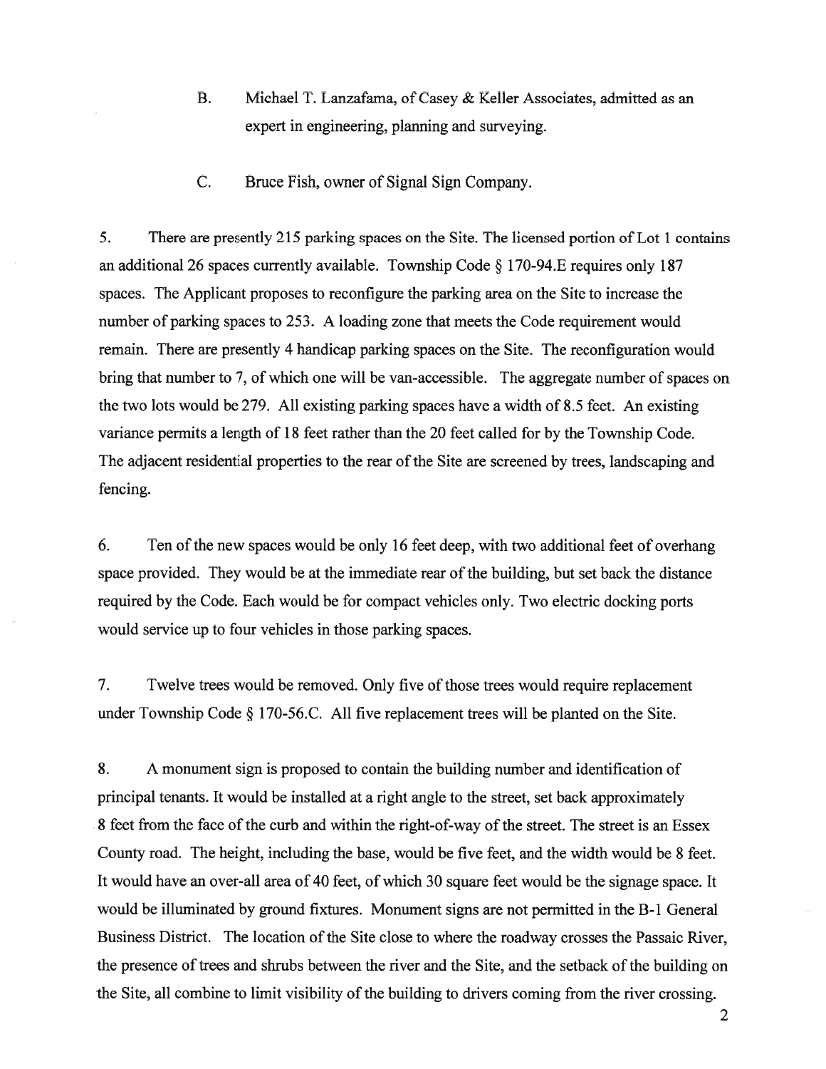B. Michael T. Lanzafama, of Casey & Keller Associates, admitted as an expert in engineering, planning and surveying.

C. Bruce Fish, owner of Signal Sign Company.

5. There are presently 215 parking spaces on the Site. The licensed portion of Lot 1 contains an additional 26 spaces currently available. Township Code § 170-94.E requires only 187 spaces. The Applicant proposes to reconfigure the parking area on the Site to increase the number of parking spaces to 253. A loading zone that meets the Code requirement would remain. There are presently 4 handicap parking spaces on the Site. The reconfiguration would bring that number to 7, of which one will be van-accessible. The aggregate number of spaces on the two lots would be 279. All existing parking spaces have a width of 8.5 feet. An existing variance permits a length of 18 feet rather than the 20 feet called for by the Township Code. The adjacent residential properties to the rear of the Site are screened by trees, landscaping and fencing.

6. Ten of the new spaces would be only 16 feet deep, with two additional feet of overhang space provided. They would be at the immediate rear of the building, but set back the distance required by the Code. Each would be for compact vehicles only. Two electric docking ports would service up to four vehicles in those parking spaces.

7. Twelve trees would be removed. Only five of those trees would require replacement under Township Code § 170-56.C. All five replacement trees will be planted on the Site.

8. A monument sign is proposed to contain the building number and identification of principal tenants. It would be installed at a right angle to the street, set back approximately 8 feet from the face of the curb and within the right-of-way of the street. The street is an Essex County road. The height, including the base, would be five feet, and the width would be 8 feet. It would have an over-all area of 40 feet, of which 30 square feet would be the signage space. It would be illuminated by ground fixtures. Monument signs are not permitted in the B-1 General Business District. The location of the Site close to where the roadway crosses the Passaic River, the presence of trees and shrubs between the river and the Site, and the setback of the building on the Site, all combine to limit visibility of the building to drivers coming from the river crossing.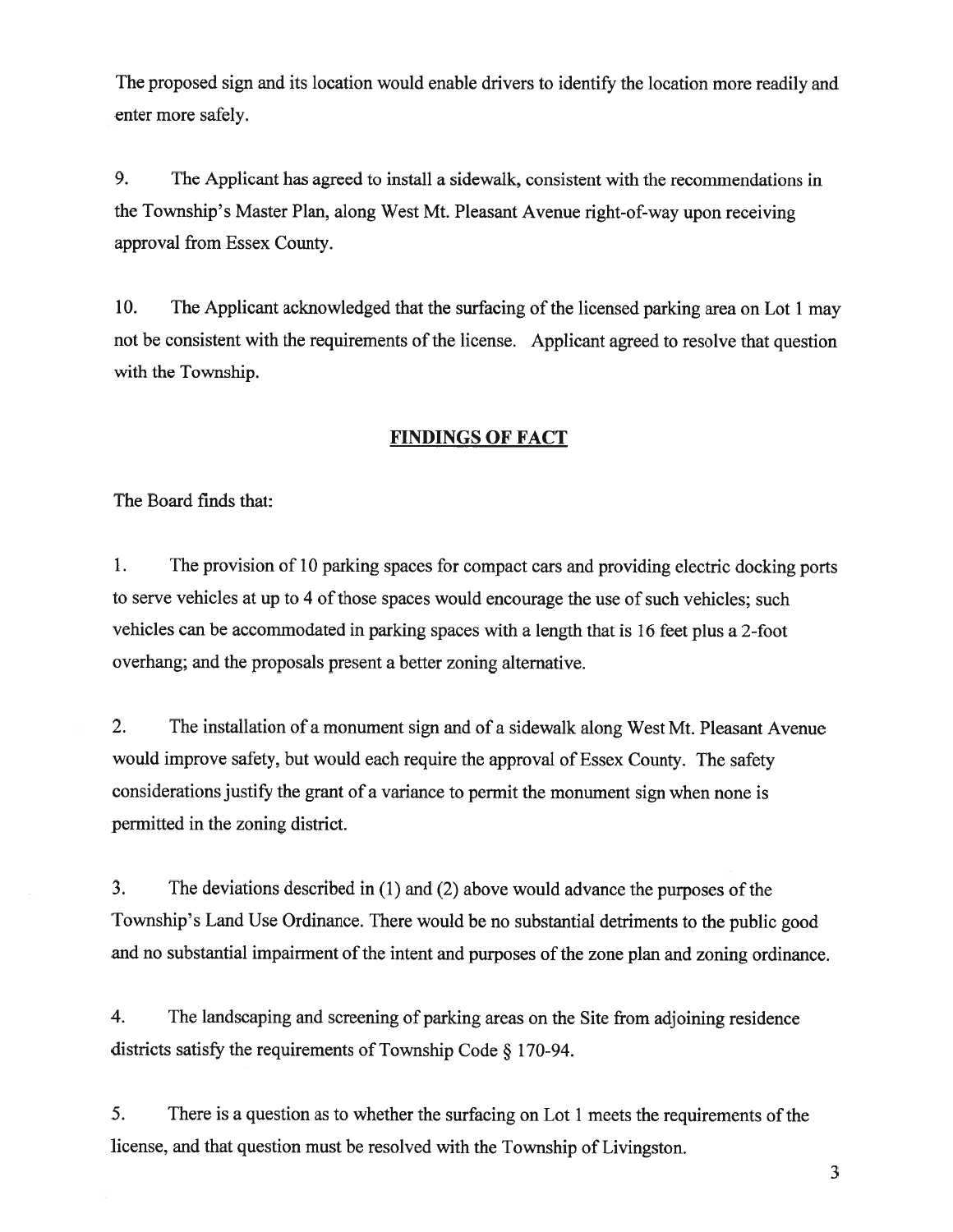The proposed sign and its location would enable drivers to identify the location more readily and enter more safely.

9. The Applicant has agreed to install a sidewalk, consistent with the recommendations in the Township's Master Plan, along West Mt. Pleasant Avenue right-of-way upon receiving approval from Essex County.

10. The Applicant acknowledged that the surfacing of the licensed parking area on Lot 1 may not be consistent with the requirements of the license. Applicant agreed to resolve that question with the Township.

## FINDINGS OF FACT

The Board finds that:

1. The provision of 10 parking spaces for compact cars and providing electric docking ports to serve vehicles at up to 4 of those spaces would encourage the use of such vehicles; such vehicles can be accommodated in parking spaces with a length that is 16 feet plus a 2-foot overhang; and the proposals present a better zoning alternative.

2. The installation of a monument sign and of a sidewalk along West Mt. Pleasant Avenue would improve safety, but would each require the approval of Essex County. The safety considerations justify the grant of a variance to permit the monument sign when none is permitted in the zoning district.

3. The deviations described in (1) and (2) above would advance the purposes of the Township's Land Use Ordinance. There would be no substantial detriments to the public good and no substantial impairment of the intent and purposes of the zone plan and zoning ordinance.

4. The landscaping and screening of parking areas on the Site from adjoining residence districts satisfy the requirements of Township Code § 170-94.

5. There is a question as to whether the surfacing on Lot 1 meets the requirements of the license, and that question must be resolved with the Township of Livingston.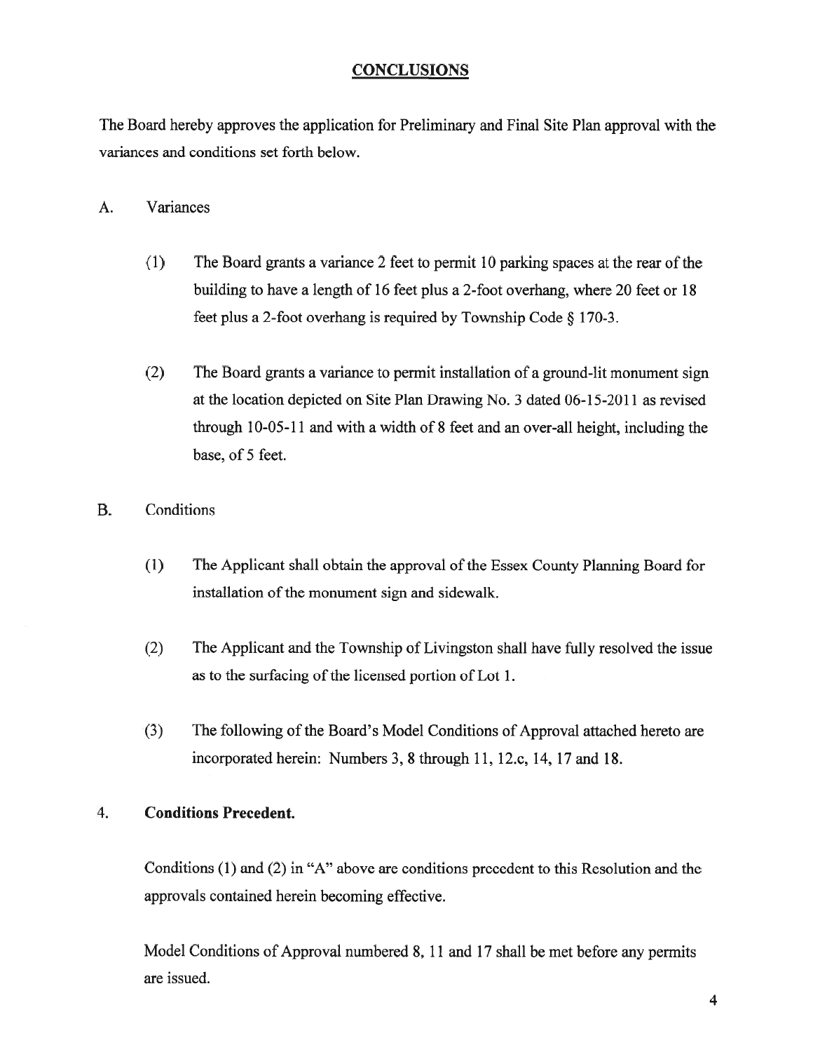## CONCLUSIONS

The Board hereby approves the application for Preliminary and Final Site Plan approval with the variances and conditions set forth below.

A. Variances

(1) The Board grants a variance 2 feet to permit 10 parking spaces at the rear of the building to have a length of 16 feet plus a 2-foot overhang, where 20 feet or 18 feet plus a 2-foot overhang is required by Township Code § 170-3.

(2) The Board grants a variance to permit installation of a ground-lit monument sign at the location depicted on Site Plan Drawing No. 3 dated 06-15-2011 as revised through 10-05-11 and with a width of 8 feet and an over-all height, including the base, of 5 feet.

B. Conditions

(1) The Applicant shall obtain the approval of the Essex County Planning Board for installation of the monument sign and sidewalk.

(2) The Applicant and the Township of Livingston shall have fully resolved the issue as to the surfacing of the licensed portion of Lot 1.

(3) The following of the Board's Model Conditions of Approval attached hereto are incorporated herein: Numbers 3, 8 through 11, 12.c, 14, 17 and 18.

4. **Conditions Precedent.**

Conditions (1) and (2) in "A" above are conditions precedent to this Resolution and the approvals contained herein becoming effective.

Model Conditions of Approval numbered 8, 11 and 17 shall be met before any permits are issued.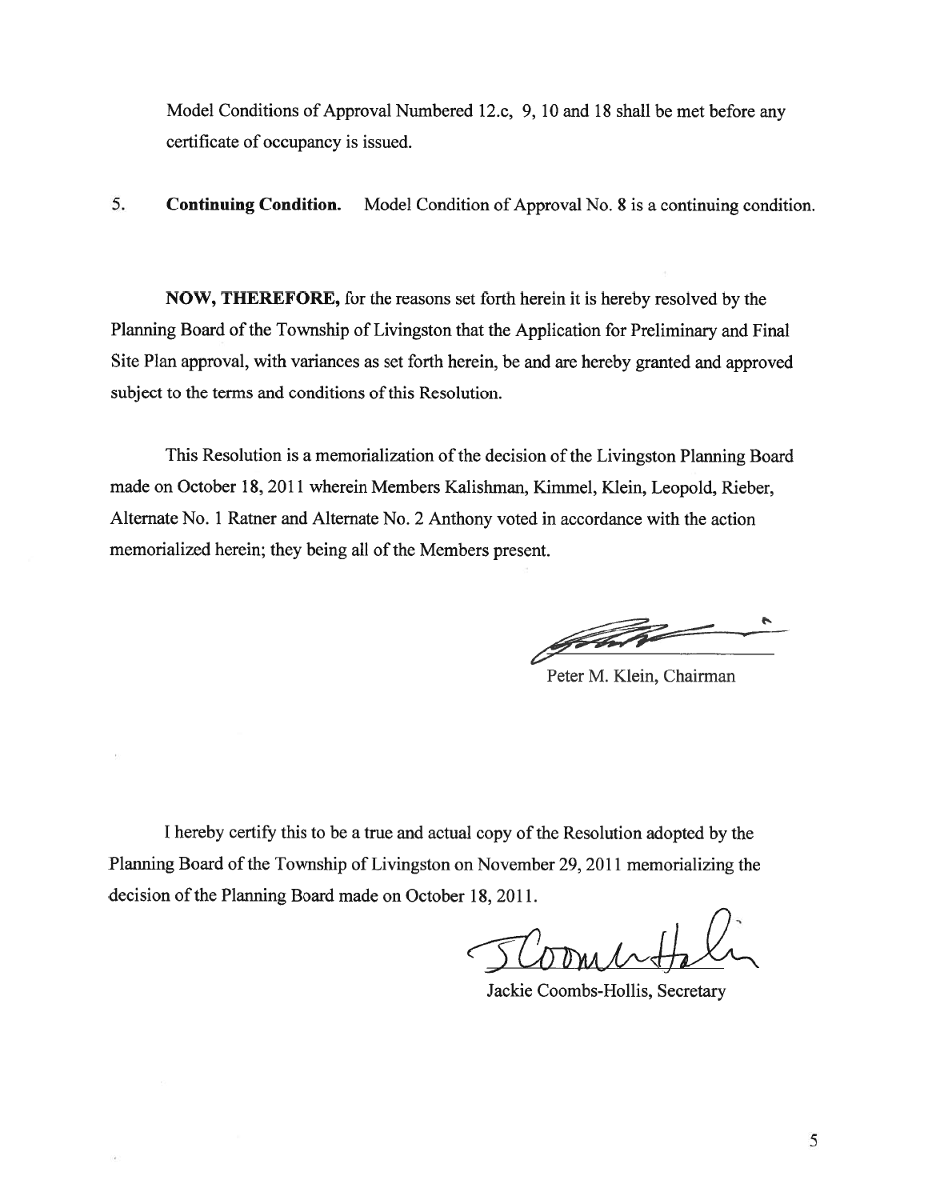Model Conditions of Approval Numbered 12.c, 9, 10 and 18 shall be met before any certificate of occupancy is issued.

5. **Continuing Condition.** Model Condition of Approval No. 8 is a continuing condition.

**NOW, THEREFORE,** for the reasons set forth herein it is hereby resolved by the Planning Board of the Township of Livingston that the Application for Preliminary and Final Site Plan approval, with variances as set forth herein, be and are hereby granted and approved subject to the terms and conditions of this Resolution.

This Resolution is a memorialization of the decision of the Livingston Planning Board made on October 18, 2011 wherein Members Kalishman, Kimmel, Klein, Leopold, Rieber, Alternate No. 1 Ratner and Alternate No. 2 Anthony voted in accordance with the action memorialized herein; they being all of the Members present.

Peter M. Klein, Chairman

I hereby certify this to be a true and actual copy of the Resolution adopted by the Planning Board of the Township of Livingston on November 29, 2011 memorializing the decision of the Planning Board made on October 18, 2011.

Jackie Coombs-Hollis, Secretary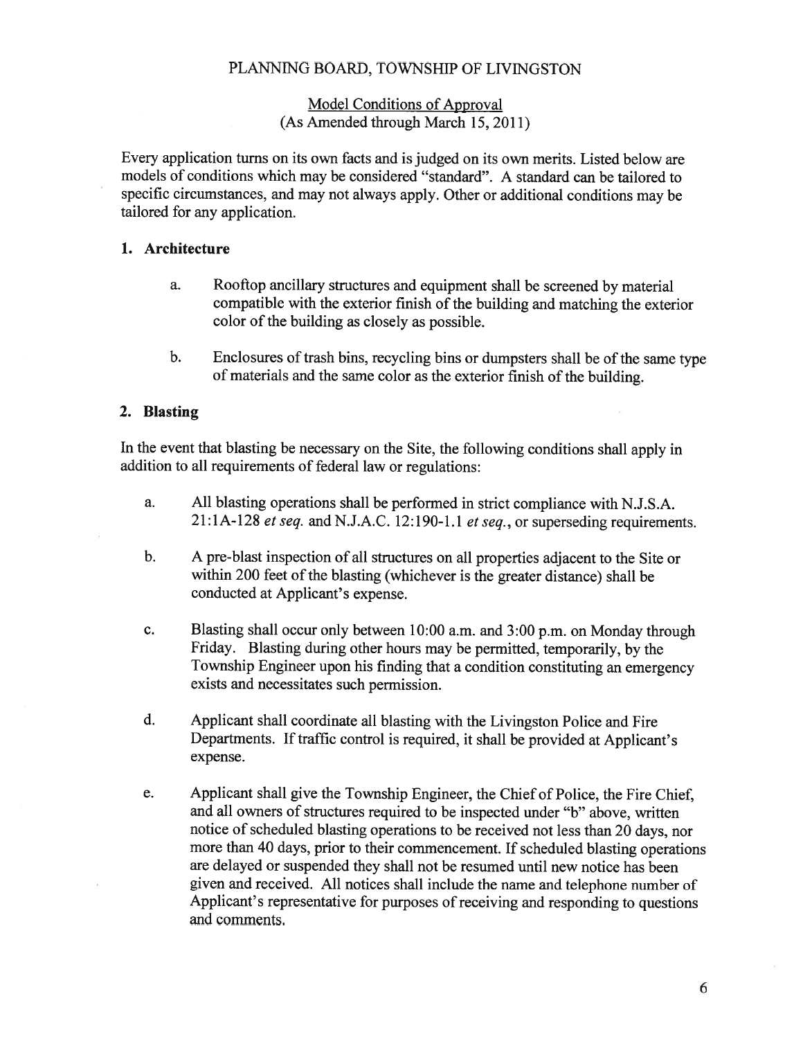PLANNING BOARD, TOWNSHIP OF LIVINGSTON

Model Conditions of Approval
(As Amended through March 15, 2011)

Every application turns on its own facts and is judged on its own merits. Listed below are models of conditions which may be considered "standard". A standard can be tailored to specific circumstances, and may not always apply. Other or additional conditions may be tailored for any application.

## 1. Architecture

a. Rooftop ancillary structures and equipment shall be screened by material compatible with the exterior finish of the building and matching the exterior color of the building as closely as possible.

b. Enclosures of trash bins, recycling bins or dumpsters shall be of the same type of materials and the same color as the exterior finish of the building.

## 2. Blasting

In the event that blasting be necessary on the Site, the following conditions shall apply in addition to all requirements of federal law or regulations:

a. All blasting operations shall be performed in strict compliance with N.J.S.A. 21:1A-128 *et seq.* and N.J.A.C. 12:190-1.1 *et seq.*, or superseding requirements.

b. A pre-blast inspection of all structures on all properties adjacent to the Site or within 200 feet of the blasting (whichever is the greater distance) shall be conducted at Applicant's expense.

c. Blasting shall occur only between 10:00 a.m. and 3:00 p.m. on Monday through Friday. Blasting during other hours may be permitted, temporarily, by the Township Engineer upon his finding that a condition constituting an emergency exists and necessitates such permission.

d. Applicant shall coordinate all blasting with the Livingston Police and Fire Departments. If traffic control is required, it shall be provided at Applicant's expense.

e. Applicant shall give the Township Engineer, the Chief of Police, the Fire Chief, and all owners of structures required to be inspected under "b" above, written notice of scheduled blasting operations to be received not less than 20 days, nor more than 40 days, prior to their commencement. If scheduled blasting operations are delayed or suspended they shall not be resumed until new notice has been given and received. All notices shall include the name and telephone number of Applicant's representative for purposes of receiving and responding to questions and comments.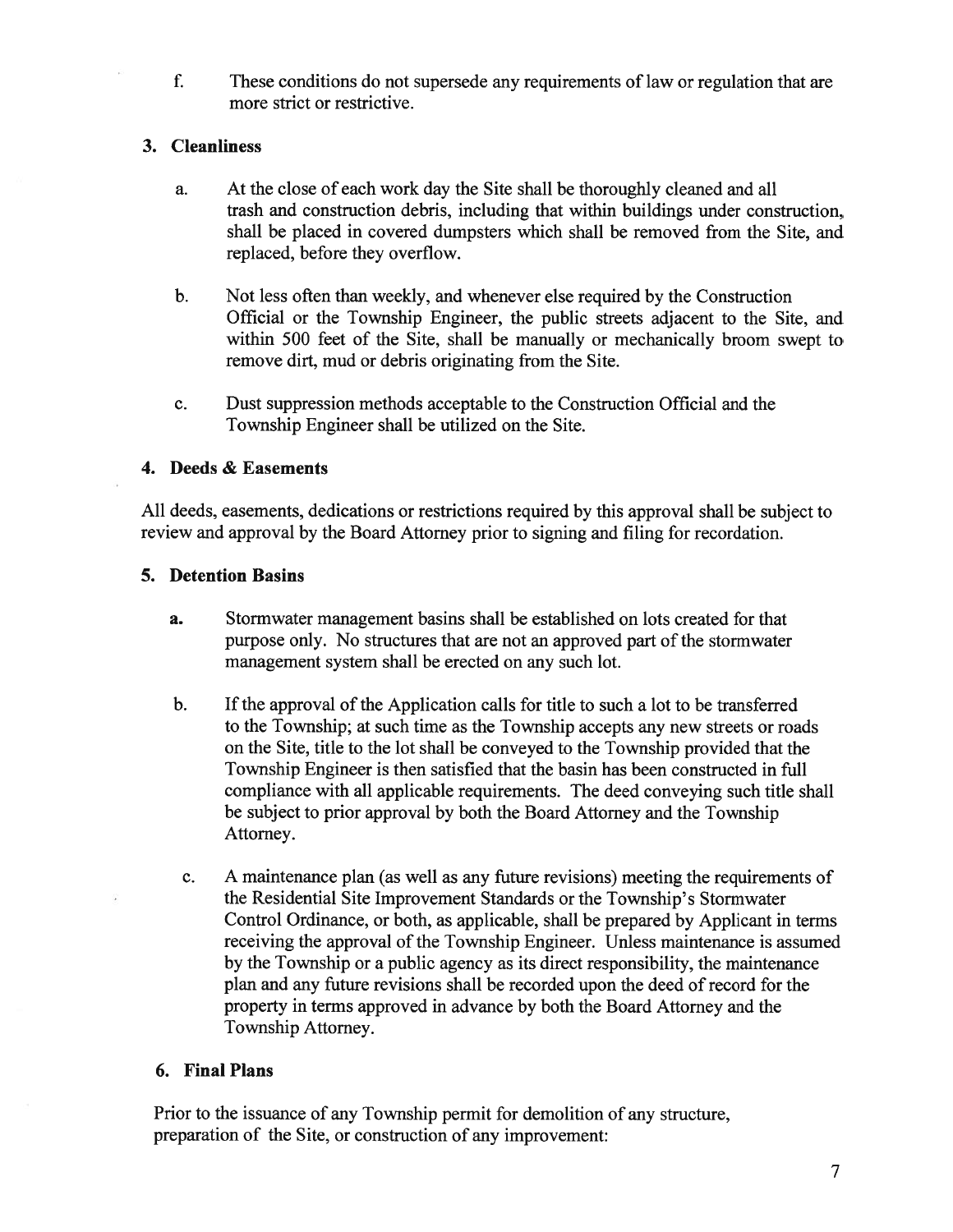f. These conditions do not supersede any requirements of law or regulation that are more strict or restrictive.

### 3. Cleanliness

a. At the close of each work day the Site shall be thoroughly cleaned and all trash and construction debris, including that within buildings under construction, shall be placed in covered dumpsters which shall be removed from the Site, and replaced, before they overflow.

b. Not less often than weekly, and whenever else required by the Construction Official or the Township Engineer, the public streets adjacent to the Site, and within 500 feet of the Site, shall be manually or mechanically broom swept to remove dirt, mud or debris originating from the Site.

c. Dust suppression methods acceptable to the Construction Official and the Township Engineer shall be utilized on the Site.

### 4. Deeds & Easements

All deeds, easements, dedications or restrictions required by this approval shall be subject to review and approval by the Board Attorney prior to signing and filing for recordation.

### 5. Detention Basins

**a.** Stormwater management basins shall be established on lots created for that purpose only. No structures that are not an approved part of the stormwater management system shall be erected on any such lot.

b. If the approval of the Application calls for title to such a lot to be transferred to the Township; at such time as the Township accepts any new streets or roads on the Site, title to the lot shall be conveyed to the Township provided that the Township Engineer is then satisfied that the basin has been constructed in full compliance with all applicable requirements. The deed conveying such title shall be subject to prior approval by both the Board Attorney and the Township Attorney.

c. A maintenance plan (as well as any future revisions) meeting the requirements of the Residential Site Improvement Standards or the Township's Stormwater Control Ordinance, or both, as applicable, shall be prepared by Applicant in terms receiving the approval of the Township Engineer. Unless maintenance is assumed by the Township or a public agency as its direct responsibility, the maintenance plan and any future revisions shall be recorded upon the deed of record for the property in terms approved in advance by both the Board Attorney and the Township Attorney.

### 6. Final Plans

Prior to the issuance of any Township permit for demolition of any structure, preparation of the Site, or construction of any improvement: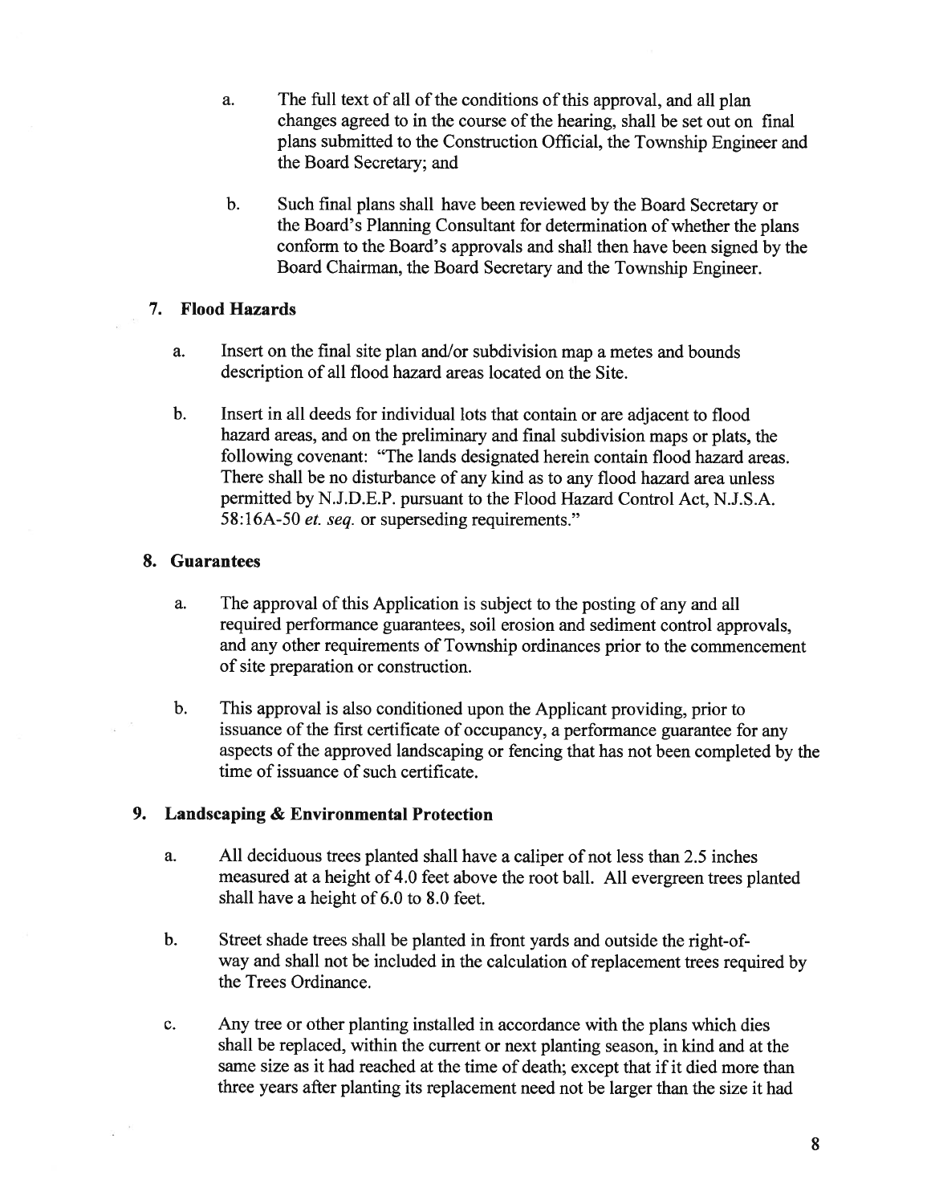a. The full text of all of the conditions of this approval, and all plan changes agreed to in the course of the hearing, shall be set out on final plans submitted to the Construction Official, the Township Engineer and the Board Secretary; and

b. Such final plans shall have been reviewed by the Board Secretary or the Board's Planning Consultant for determination of whether the plans conform to the Board's approvals and shall then have been signed by the Board Chairman, the Board Secretary and the Township Engineer.

**7. Flood Hazards**

a. Insert on the final site plan and/or subdivision map a metes and bounds description of all flood hazard areas located on the Site.

b. Insert in all deeds for individual lots that contain or are adjacent to flood hazard areas, and on the preliminary and final subdivision maps or plats, the following covenant: "The lands designated herein contain flood hazard areas. There shall be no disturbance of any kind as to any flood hazard area unless permitted by N.J.D.E.P. pursuant to the Flood Hazard Control Act, N.J.S.A. 58:16A-50 *et. seq.* or superseding requirements."

**8. Guarantees**

a. The approval of this Application is subject to the posting of any and all required performance guarantees, soil erosion and sediment control approvals, and any other requirements of Township ordinances prior to the commencement of site preparation or construction.

b. This approval is also conditioned upon the Applicant providing, prior to issuance of the first certificate of occupancy, a performance guarantee for any aspects of the approved landscaping or fencing that has not been completed by the time of issuance of such certificate.

**9. Landscaping & Environmental Protection**

a. All deciduous trees planted shall have a caliper of not less than 2.5 inches measured at a height of 4.0 feet above the root ball. All evergreen trees planted shall have a height of 6.0 to 8.0 feet.

b. Street shade trees shall be planted in front yards and outside the right-of-way and shall not be included in the calculation of replacement trees required by the Trees Ordinance.

c. Any tree or other planting installed in accordance with the plans which dies shall be replaced, within the current or next planting season, in kind and at the same size as it had reached at the time of death; except that if it died more than three years after planting its replacement need not be larger than the size it had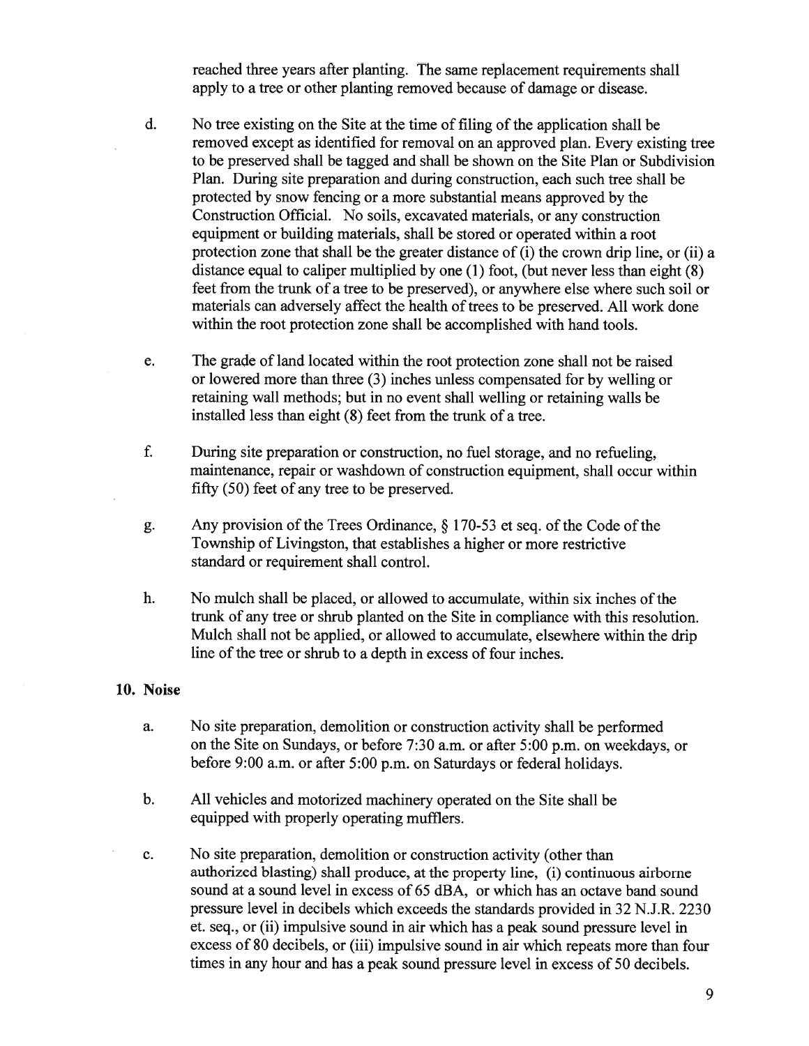reached three years after planting. The same replacement requirements shall apply to a tree or other planting removed because of damage or disease.

d. No tree existing on the Site at the time of filing of the application shall be removed except as identified for removal on an approved plan. Every existing tree to be preserved shall be tagged and shall be shown on the Site Plan or Subdivision Plan. During site preparation and during construction, each such tree shall be protected by snow fencing or a more substantial means approved by the Construction Official. No soils, excavated materials, or any construction equipment or building materials, shall be stored or operated within a root protection zone that shall be the greater distance of (i) the crown drip line, or (ii) a distance equal to caliper multiplied by one (1) foot, (but never less than eight (8) feet from the trunk of a tree to be preserved), or anywhere else where such soil or materials can adversely affect the health of trees to be preserved. All work done within the root protection zone shall be accomplished with hand tools.

e. The grade of land located within the root protection zone shall not be raised or lowered more than three (3) inches unless compensated for by welling or retaining wall methods; but in no event shall welling or retaining walls be installed less than eight (8) feet from the trunk of a tree.

f. During site preparation or construction, no fuel storage, and no refueling, maintenance, repair or washdown of construction equipment, shall occur within fifty (50) feet of any tree to be preserved.

g. Any provision of the Trees Ordinance, § 170-53 et seq. of the Code of the Township of Livingston, that establishes a higher or more restrictive standard or requirement shall control.

h. No mulch shall be placed, or allowed to accumulate, within six inches of the trunk of any tree or shrub planted on the Site in compliance with this resolution. Mulch shall not be applied, or allowed to accumulate, elsewhere within the drip line of the tree or shrub to a depth in excess of four inches.

**10. Noise**

a. No site preparation, demolition or construction activity shall be performed on the Site on Sundays, or before 7:30 a.m. or after 5:00 p.m. on weekdays, or before 9:00 a.m. or after 5:00 p.m. on Saturdays or federal holidays.

b. All vehicles and motorized machinery operated on the Site shall be equipped with properly operating mufflers.

c. No site preparation, demolition or construction activity (other than authorized blasting) shall produce, at the property line, (i) continuous airborne sound at a sound level in excess of 65 dBA, or which has an octave band sound pressure level in decibels which exceeds the standards provided in 32 N.J.R. 2230 et. seq., or (ii) impulsive sound in air which has a peak sound pressure level in excess of 80 decibels, or (iii) impulsive sound in air which repeats more than four times in any hour and has a peak sound pressure level in excess of 50 decibels.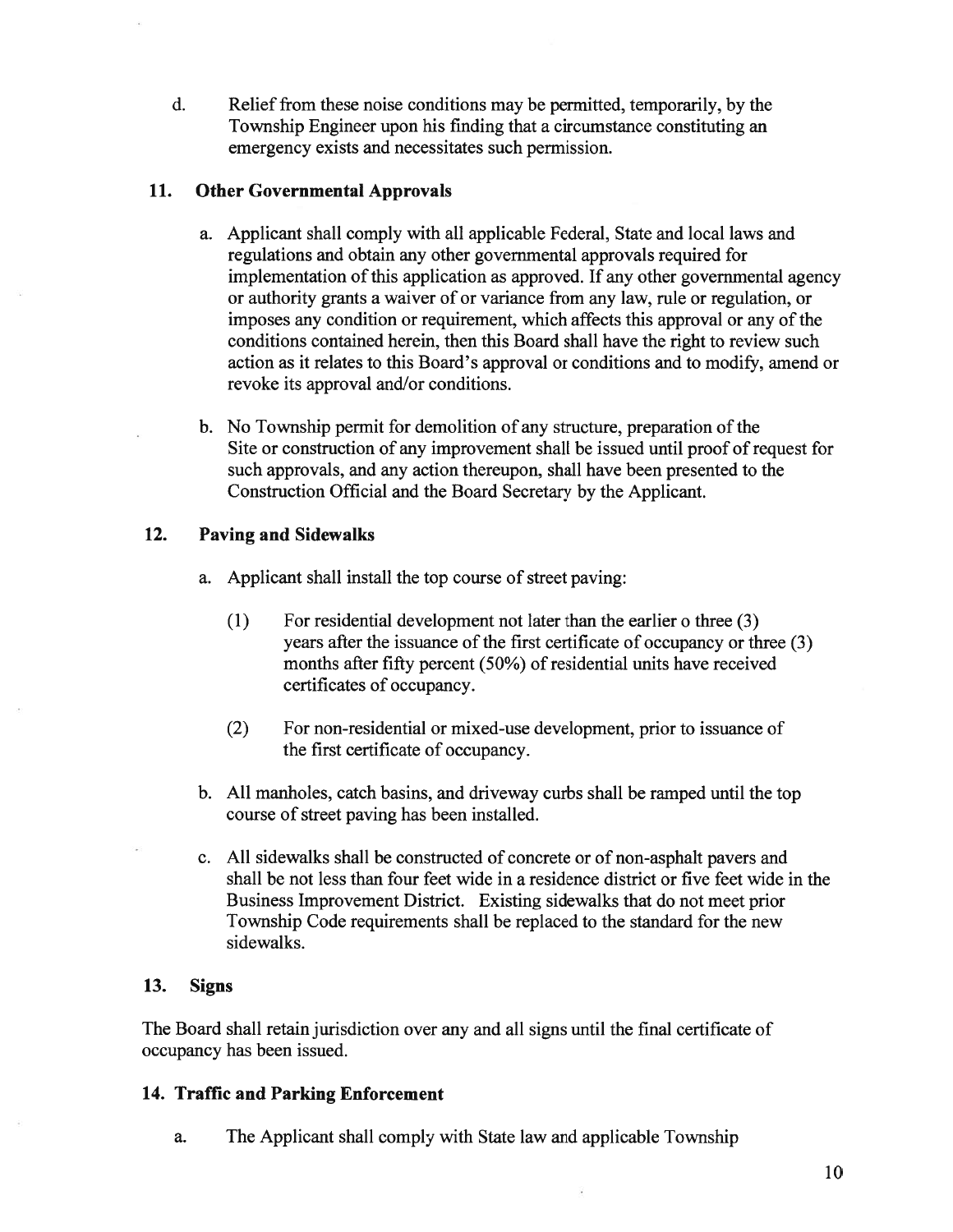d. Relief from these noise conditions may be permitted, temporarily, by the Township Engineer upon his finding that a circumstance constituting an emergency exists and necessitates such permission.

## 11. Other Governmental Approvals

a. Applicant shall comply with all applicable Federal, State and local laws and regulations and obtain any other governmental approvals required for implementation of this application as approved. If any other governmental agency or authority grants a waiver of or variance from any law, rule or regulation, or imposes any condition or requirement, which affects this approval or any of the conditions contained herein, then this Board shall have the right to review such action as it relates to this Board's approval or conditions and to modify, amend or revoke its approval and/or conditions.

b. No Township permit for demolition of any structure, preparation of the Site or construction of any improvement shall be issued until proof of request for such approvals, and any action thereupon, shall have been presented to the Construction Official and the Board Secretary by the Applicant.

## 12. Paving and Sidewalks

a. Applicant shall install the top course of street paving:

(1) For residential development not later than the earlier o three (3) years after the issuance of the first certificate of occupancy or three (3) months after fifty percent (50%) of residential units have received certificates of occupancy.

(2) For non-residential or mixed-use development, prior to issuance of the first certificate of occupancy.

b. All manholes, catch basins, and driveway curbs shall be ramped until the top course of street paving has been installed.

c. All sidewalks shall be constructed of concrete or of non-asphalt pavers and shall be not less than four feet wide in a residence district or five feet wide in the Business Improvement District. Existing sidewalks that do not meet prior Township Code requirements shall be replaced to the standard for the new sidewalks.

## 13. Signs

The Board shall retain jurisdiction over any and all signs until the final certificate of occupancy has been issued.

## 14. Traffic and Parking Enforcement

a. The Applicant shall comply with State law and applicable Township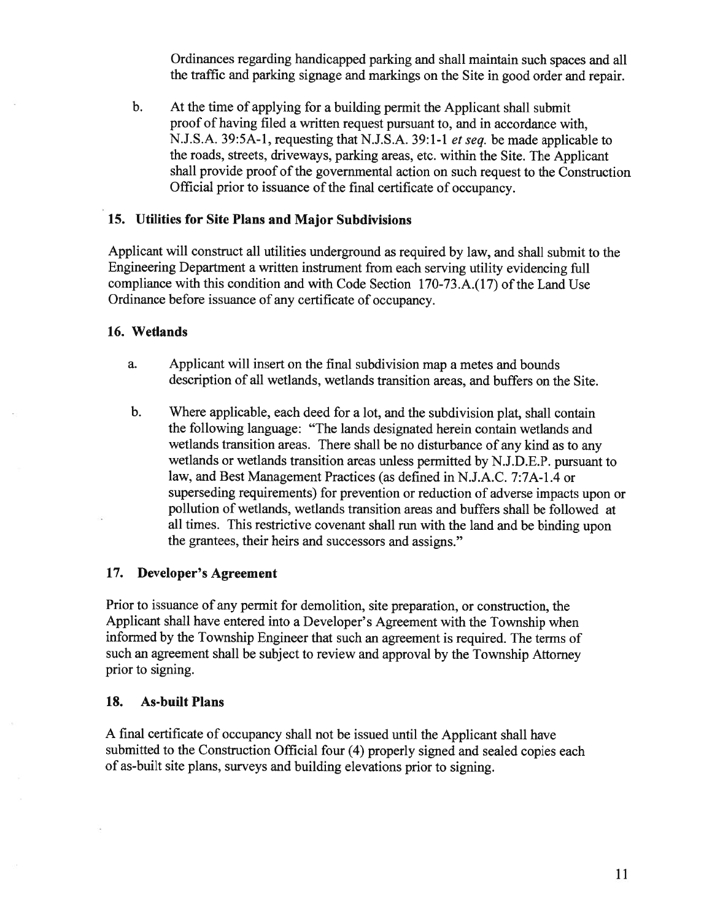Ordinances regarding handicapped parking and shall maintain such spaces and all the traffic and parking signage and markings on the Site in good order and repair.

b. At the time of applying for a building permit the Applicant shall submit proof of having filed a written request pursuant to, and in accordance with, N.J.S.A. 39:5A-1, requesting that N.J.S.A. 39:1-1 *et seq.* be made applicable to the roads, streets, driveways, parking areas, etc. within the Site. The Applicant shall provide proof of the governmental action on such request to the Construction Official prior to issuance of the final certificate of occupancy.

### 15. Utilities for Site Plans and Major Subdivisions

Applicant will construct all utilities underground as required by law, and shall submit to the Engineering Department a written instrument from each serving utility evidencing full compliance with this condition and with Code Section 170-73.A.(17) of the Land Use Ordinance before issuance of any certificate of occupancy.

### 16. Wetlands

a. Applicant will insert on the final subdivision map a metes and bounds description of all wetlands, wetlands transition areas, and buffers on the Site.

b. Where applicable, each deed for a lot, and the subdivision plat, shall contain the following language: "The lands designated herein contain wetlands and wetlands transition areas. There shall be no disturbance of any kind as to any wetlands or wetlands transition areas unless permitted by N.J.D.E.P. pursuant to law, and Best Management Practices (as defined in N.J.A.C. 7:7A-1.4 or superseding requirements) for prevention or reduction of adverse impacts upon or pollution of wetlands, wetlands transition areas and buffers shall be followed at all times. This restrictive covenant shall run with the land and be binding upon the grantees, their heirs and successors and assigns."

### 17. Developer's Agreement

Prior to issuance of any permit for demolition, site preparation, or construction, the Applicant shall have entered into a Developer's Agreement with the Township when informed by the Township Engineer that such an agreement is required. The terms of such an agreement shall be subject to review and approval by the Township Attorney prior to signing.

### 18. As-built Plans

A final certificate of occupancy shall not be issued until the Applicant shall have submitted to the Construction Official four (4) properly signed and sealed copies each of as-built site plans, surveys and building elevations prior to signing.